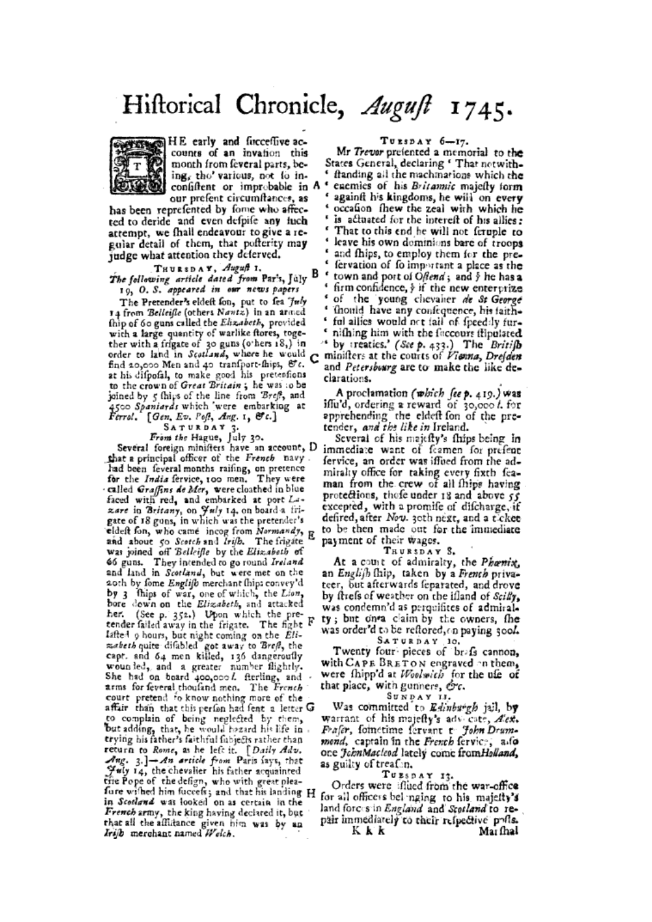# Historical Chronicle, *August* 1745.

THE early and successive accounts of an invasion this month from several parts, being, tho' various, not so inconsistent or improbable in our present circumstances, as has been represented by some who affected to deride and even despise any such attempt, we shall endeavour to give a regular detail of them, that posterity may judge what attention they deserved.

THURSDAY, *August* 1.

*The following article dated from* Paris, July 19, O. S. *appeared in our news papers*

The Pretender's eldest son, put to sea *July* 14 from *Belleisle* (others *Nantz*) in an armed ship of 60 guns called the *Elizabeth*, provided with a large quantity of warlike stores, together with a frigate of 30 guns (others 18,) in order to land in *Scotland*, where he would find 20,000 Men and 40 transport-ships, *&c.* at his disposal, to make good his pretensions to the crown of *Great Britain*; he was to be joined by 5 ships of the line from *Brest*, and 4500 *Spaniards* which were embarking at *Ferrol*. [*Gen. Ev. Post, Aug.* 1, *&c.*]

SATURDAY 3.

*From the* Hague, July 30.

Several foreign ministers have an account, that a principal officer of the *French* navy had been several months raising, on pretence for the *India* service, 100 men. They were called *Graffins de Mer*, were cloathed in blue faced with red, and embarked at port *Lazare* in *Britany*, on *July* 14. on board a frigate of 18 guns, in which was the pretender's eldest son, who came incog from *Normandy*, and about 50 *Scotch* and *Irish*. The frigate was joined off *Belleisle* by the *Elizabeth* of 66 guns. They intended to go round *Ireland* and land in *Scotland*, but were met on the 20th by some *English* merchant ships convey'd by 3 ships of war, one of which, the *Lion*, bore down on the *Elizabeth*, and attacked her. (See p. 352.) Upon which the pretender sailed away in the frigate. The fight lasted 9 hours, but night coming on the *Elizabeth* quite disabled got away to *Brest*, the capt. and 64 men killed, 136 dangerously wounded, and a greater number slightly. She had on board 400,000 *l.* sterling, and arms for several thousand men. The *French* court pretend to know nothing more of the affair than that this person had sent a letter to complain of being neglected by them, but adding, that, he would hazard his life in trying his father's faithful subjects rather than return to *Rome*, as he left it. [*Daily Adv. Aug.* 3.]—*An article from* Paris says, that *July* 14, the chevalier his father acquainted the Pope of the design, who with great pleasure wished him success; and that his landing in *Scotland* was looked on as certain in the *French* army, the king having declared it, but that all the assistance given him was by an *Irish* merchant named *Welch*.

TUESDAY 6—17.

Mr *Trevor* presented a memorial to the States General, declaring 'That notwithstanding all the machinations which the enemies of his *Britannic* majesty form against his kingdoms, he will on every occasion shew the zeal with which he is actuated for the interest of his allies: That to this end he will not scruple to leave his own dominions bare of troops and ships, to employ them for the preservation of so important a place as the town and port of *Ostend*; and that he has a firm confidence, that if the new enterprize of the young chevalier *de St George* should have any consequence, his faithful allies would not fail of speedily furnishing him with the succours stipulated by treaties.' (*See p.* 433.) The *British* ministers at the courts of *Vienna*, *Dresden* and *Petersbourg* are to make the like declarations.

A proclamation (*which see p.* 419.) was issu'd, ordering a reward of 30,000 *l.* for apprehending the eldest son of the pretender, *and the like in* Ireland.

Several of his majesty's ships being in immediate want of seamen for present service, an order was issued from the admiralty office for taking every fifth seaman from the crew of all ships having protections, those under 18 and above 55 excepted, with a promise of discharge, if desired, after *Nov.* 30th next, and a ticket to be then made out for the immediate payment of their wages.

THURSDAY 8.

At a court of admiralty, the *Phœnix*, an *English* ship, taken by a *French* privateer, but afterwards separated, and drove by stress of weather on the island of *Scilly*, was condemn'd as perquisites of admiralty; but on a claim by the owners, she was order'd to be restored, on paying 300 *l.*

SATURDAY 10.

Twenty four pieces of brass cannon, with CAPE BRETON engraved on them, were shipp'd at *Woolwich* for the use of that place, with gunners, *&c.*

SUNDAY 11.

Was committed to *Edinburgh* jail, by warrant of his majesty's advocate, *Alex. Fraser*, sometime servant to *John Drummond*, captain in the *French* service, also one *John Macleod* lately come from *Holland*, as guilty of treason.

TUESDAY 13.

Orders were issued from the war-office for all officers belonging to his majesty's land forces in *England* and *Scotland* to repair immediately to their respective posts.

Marshal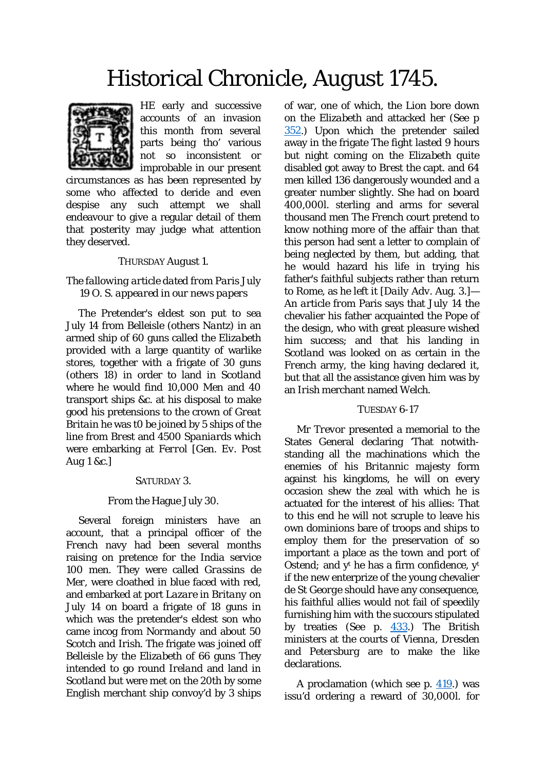# Historical Chronicle, August 1745.

THE early and successive accounts of an invasion this month from several parts being tho' various not so inconsistent or improbable in our present circumstances as has been represented by some who affected to deride and even despise any such attempt we shall endeavour to give a regular detail of them that posterity may judge what attention they deserved.

THURSDAY August 1.

*The fallowing article dated from Paris July 19 O. S. appeared in our news papers*

The Pretender's eldest son put to sea July 14 from Belleisle (others *Nantz*) in an armed ship of 60 guns called the *Elizabeth* provided with a large quantity of warlike stores, together with a frigate of 30 guns (others 18) in order to land in *Scotland* where he would find 10,000 Men and 40 transport ships &c. at his disposal to make good his pretensions to the crown of *Great Britain* he was t0 be joined by 5 ships of the line from Brest and 4500 *Spaniards* which were embarking at *Ferrol* [Gen. Ev. Post Aug 1 &c.]

SATURDAY 3.

*From the Hague July 30.*

Several foreign ministers have an account, that a principal officer of the French navy had been several months raising on pretence for the India service 100 men. They were called *Grassins de Mer*, were cloathed in blue faced with red, and embarked at port *Lazare* in *Britany* on July 14 on board a frigate of 18 guns in which was the pretender's eldest son who came incog from *Normandy* and about 50 Scotch and Irish. The frigate was joined off Belleisle by the *Elizabeth* of 66 guns They intended to go round *Ireland* and land in *Scotland* but were met on the 20th by some English merchant ship convoy'd by 3 ships of war, one of which, the Lion bore down on the *Elizabeth* and attacked her (See p 352.) Upon which the pretender sailed away in the frigate The fight lasted 9 hours but night coming on the Elizabeth quite disabled got away to Brest the capt. and 64 men killed 136 dangerously wounded and a greater number slightly. She had on board 400,000l. sterling and arms for several thousand men The French court pretend to know nothing more of the affair than that this person had sent a letter to complain of being neglected by them, but adding, that he would hazard his life in trying his father's faithful subjects rather than return to Rome, as he left it [*Daily Adv.* Aug. 3.]—An *article* from Paris says that July 14 the chevalier his father acquainted the Pope of the design, who with great pleasure wished him success; and that his landing in *Scotland* was looked on as certain in the French army, the king having declared it, but that all the assistance given him was by an *Irish* merchant named Welch.

TUESDAY 6-17

Mr Trevor presented a memorial to the States General declaring 'That notwithstanding all the machinations which the enemies of his Britannic majesty form against his kingdoms, he will on every occasion shew the zeal with which he is actuated for the interest of his allies: That to this end he will not scruple to leave his own dominions bare of troops and ships to employ them for the preservation of so important a place as the town and port of Ostend; and y[t] he has a firm confidence, y[t] if the new enterprize of the young chevalier de St George should have any consequence, his faithful allies would not fail of speedily furnishing him with the succours stipulated by treaties (See p. 433.) The British ministers at the courts of *Vienna*, *Dresden* and *Petersburg* are to make the like declarations.

A proclamation (which see p. 419.) was issu'd ordering a reward of 30,000l. for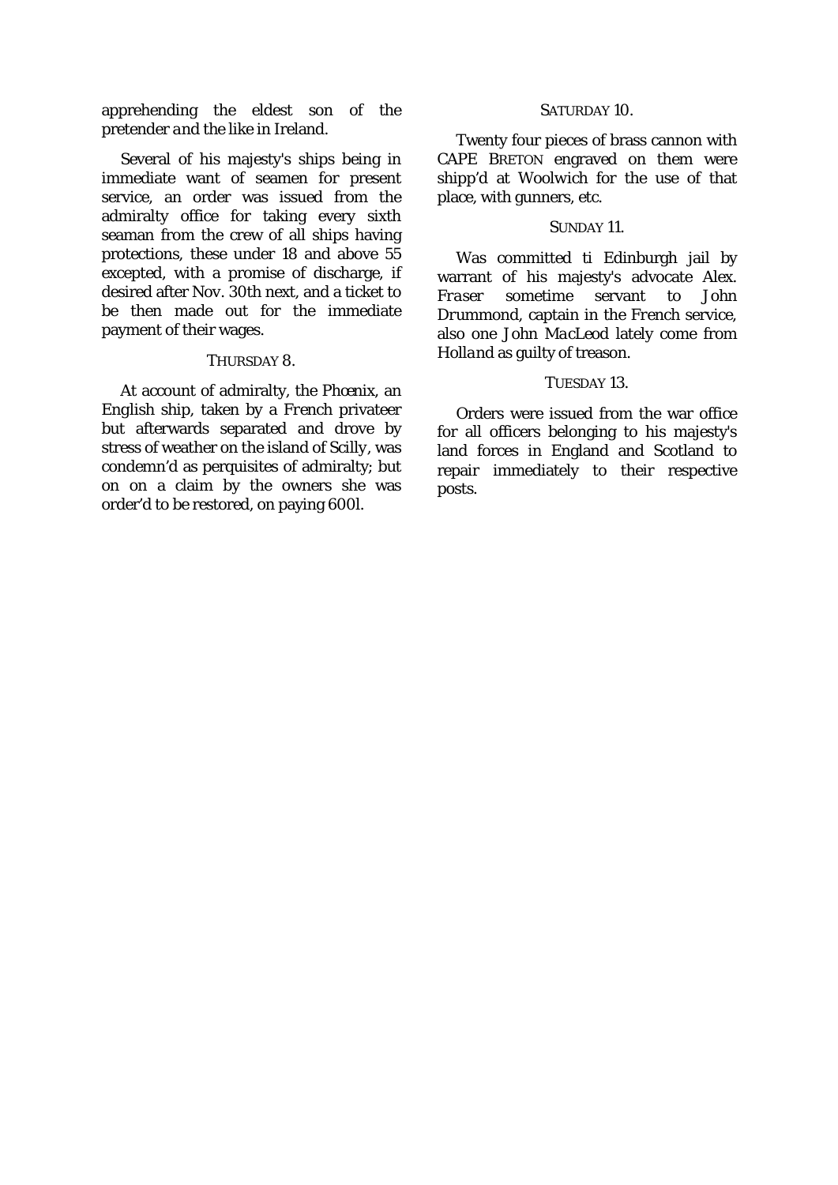apprehending the eldest son of the pretender and the like in Ireland.

Several of his majesty's ships being in immediate want of seamen for present service, an order was issued from the admiralty office for taking every sixth seaman from the crew of all ships having protections, these under 18 and above 55 excepted, with a promise of discharge, if desired after Nov. 30th next, and a ticket to be then made out for the immediate payment of their wages.

THURSDAY 8.

At account of admiralty, the *Phœnix*, an English ship, taken by a French privateer but afterwards separated and drove by stress of weather on the island of Scilly, was condemn'd as perquisites of admiralty; but on on a claim by the owners she was order'd to be restored, on paying 600l.

SATURDAY 10.

Twenty four pieces of brass cannon with CAPE BRETON engraved on them were shipp'd at Woolwich for the use of that place, with gunners, etc.

SUNDAY 11.

Was committed ti Edinburgh jail by warrant of his majesty's advocate Alex. Fraser sometime servant to John Drummond, captain in the French service, also one John MacLeod lately come from Holland as guilty of treason.

TUESDAY 13.

Orders were issued from the war office for all officers belonging to his majesty's land forces in England and Scotland to repair immediately to their respective posts.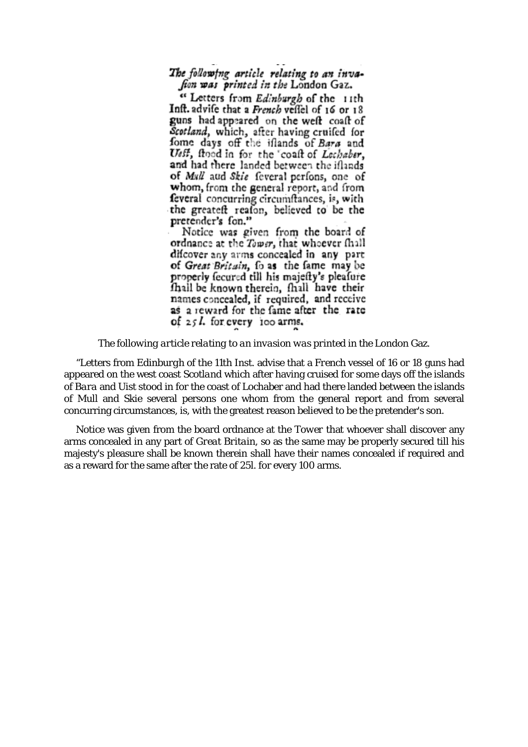*The following article relating to an invasion was printed in the* London Gaz.

"Letters from *Edinburgh* of the 11th Inst. advise that a *French* vessel of 16 or 18 guns had appeared on the west coast of *Scotland*, which, after having cruised for some days off the islands of *Bara* and *Uest*, stood in for the coast of *Lochaber*, and had there landed between the islands of *Mull* and *Skie* several persons, one of whom, from the general report, and from several concurring circumstances, is, with the greatest reason, believed to be the pretender's son."

Notice was given from the board of ordnance at the *Tower*, that whoever shall discover any arms concealed in any part of *Great Britain*, so as the same may be properly secured till his majesty's pleasure shall be known therein, shall have their names concealed, if required, and receive as a reward for the same after the rate of 25*l.* for every 100 arms.

*The following article relating to an invasion was printed in the London Gaz.*

"Letters from Edinburgh of the 11th Inst. advise that a French vessel of 16 or 18 guns had appeared on the west coast Scotland which after having cruised for some days off the islands of *Bara* and Uist stood in for the coast of Lochaber and had there landed between the islands of Mull and Skie several persons one whom from the general report and from several concurring circumstances, is, with the greatest reason believed to be the pretender's son.

Notice was given from the board ordnance at the Tower that whoever shall discover any arms concealed in any part of *Great Britain*, so as the same may be properly secured till his majesty's pleasure shall be known therein shall have their names concealed if required and as a reward for the same after the rate of 25l. for every 100 arms.